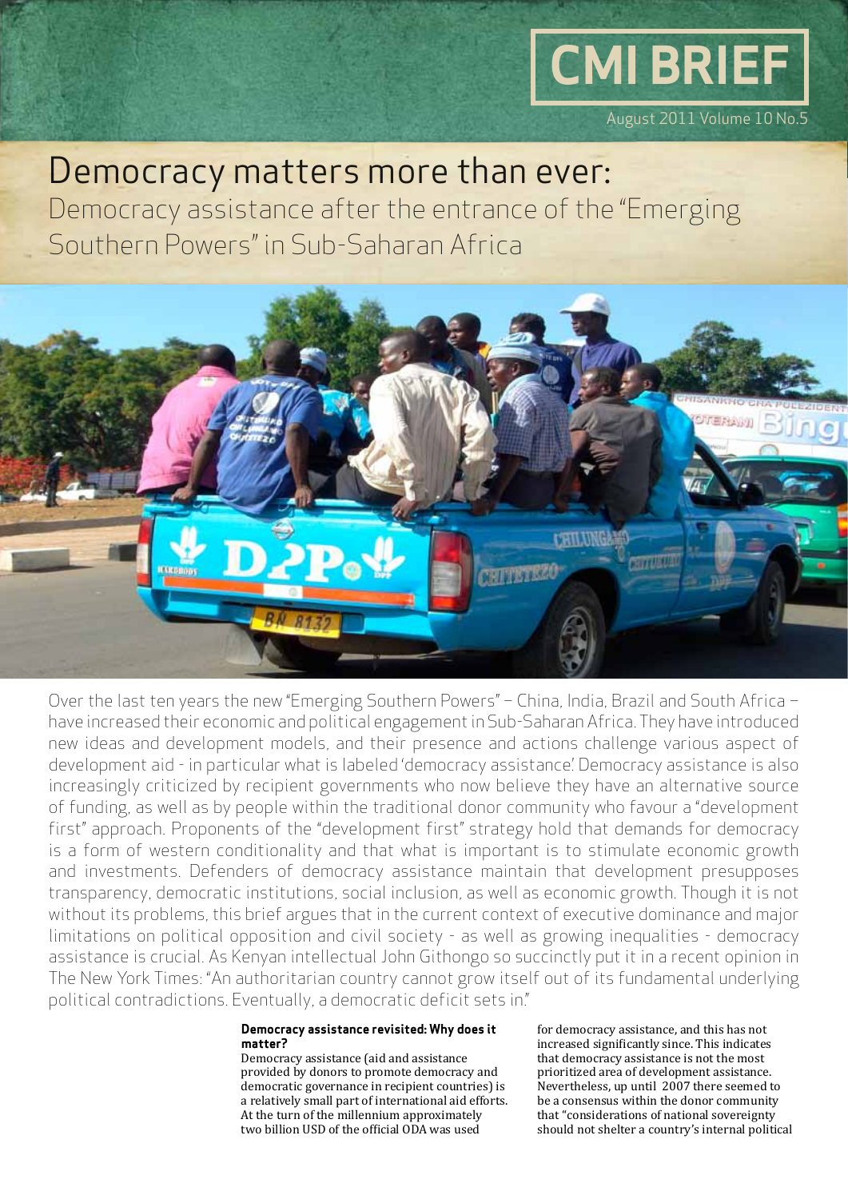# CMI BRIEF

August 2011 Volume 10 No.5

# Democracy matters more than ever:

## Democracy assistance after the entrance of the "Emerging Southern Powers" in Sub-Saharan Africa

Over the last ten years the new "Emerging Southern Powers" – China, India, Brazil and South Africa – have increased their economic and political engagement in Sub-Saharan Africa. They have introduced new ideas and development models, and their presence and actions challenge various aspect of development aid - in particular what is labeled 'democracy assistance'. Democracy assistance is also increasingly criticized by recipient governments who now believe they have an alternative source of funding, as well as by people within the traditional donor community who favour a "development first" approach. Proponents of the "development first" strategy hold that demands for democracy is a form of western conditionality and that what is important is to stimulate economic growth and investments. Defenders of democracy assistance maintain that development presupposes transparency, democratic institutions, social inclusion, as well as economic growth. Though it is not without its problems, this brief argues that in the current context of executive dominance and major limitations on political opposition and civil society - as well as growing inequalities - democracy assistance is crucial. As Kenyan intellectual John Githongo so succinctly put it in a recent opinion in The New York Times: "An authoritarian country cannot grow itself out of its fundamental underlying political contradictions. Eventually, a democratic deficit sets in."

### Democracy assistance revisited: Why does it matter?

Democracy assistance (aid and assistance provided by donors to promote democracy and democratic governance in recipient countries) is a relatively small part of international aid efforts. At the turn of the millennium approximately two billion USD of the official ODA was used for democracy assistance, and this has not increased significantly since. This indicates that democracy assistance is not the most prioritized area of development assistance. Nevertheless, up until 2007 there seemed to be a consensus within the donor community that "considerations of national sovereignty should not shelter a country's internal political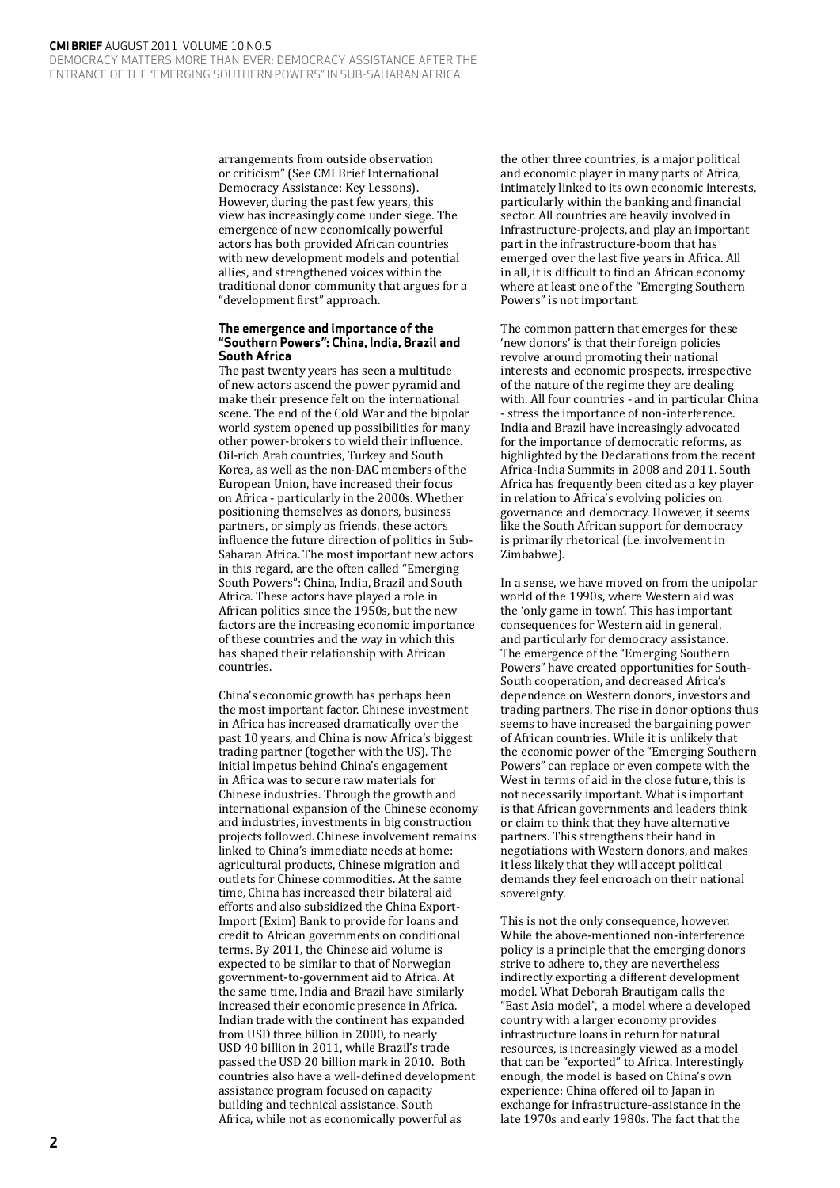arrangements from outside observation or criticism" (See CMI Brief International Democracy Assistance: Key Lessons). However, during the past few years, this view has increasingly come under siege. The emergence of new economically powerful actors has both provided African countries with new development models and potential allies, and strengthened voices within the traditional donor community that argues for a "development first" approach.

### The emergence and importance of the "Southern Powers": China, India, Brazil and South Africa

The past twenty years has seen a multitude of new actors ascend the power pyramid and make their presence felt on the international scene. The end of the Cold War and the bipolar world system opened up possibilities for many other power-brokers to wield their influence. Oil-rich Arab countries, Turkey and South Korea, as well as the non-DAC members of the European Union, have increased their focus on Africa - particularly in the 2000s. Whether positioning themselves as donors, business partners, or simply as friends, these actors influence the future direction of politics in Sub-Saharan Africa. The most important new actors in this regard, are the often called "Emerging South Powers": China, India, Brazil and South Africa. These actors have played a role in African politics since the 1950s, but the new factors are the increasing economic importance of these countries and the way in which this has shaped their relationship with African countries.

China's economic growth has perhaps been the most important factor. Chinese investment in Africa has increased dramatically over the past 10 years, and China is now Africa's biggest trading partner (together with the US). The initial impetus behind China's engagement in Africa was to secure raw materials for Chinese industries. Through the growth and international expansion of the Chinese economy and industries, investments in big construction projects followed. Chinese involvement remains linked to China's immediate needs at home: agricultural products, Chinese migration and outlets for Chinese commodities. At the same time, China has increased their bilateral aid efforts and also subsidized the China Export-Import (Exim) Bank to provide for loans and credit to African governments on conditional terms. By 2011, the Chinese aid volume is expected to be similar to that of Norwegian government-to-government aid to Africa. At the same time, India and Brazil have similarly increased their economic presence in Africa. Indian trade with the continent has expanded from USD three billion in 2000, to nearly USD 40 billion in 2011, while Brazil's trade passed the USD 20 billion mark in 2010. Both countries also have a well-defined development assistance program focused on capacity building and technical assistance. South Africa, while not as economically powerful as the other three countries, is a major political and economic player in many parts of Africa, intimately linked to its own economic interests, particularly within the banking and financial sector. All countries are heavily involved in infrastructure-projects, and play an important part in the infrastructure-boom that has emerged over the last five years in Africa. All in all, it is difficult to find an African economy where at least one of the "Emerging Southern Powers" is not important.

The common pattern that emerges for these 'new donors' is that their foreign policies revolve around promoting their national interests and economic prospects, irrespective of the nature of the regime they are dealing with. All four countries - and in particular China - stress the importance of non-interference. India and Brazil have increasingly advocated for the importance of democratic reforms, as highlighted by the Declarations from the recent Africa-India Summits in 2008 and 2011. South Africa has frequently been cited as a key player in relation to Africa's evolving policies on governance and democracy. However, it seems like the South African support for democracy is primarily rhetorical (i.e. involvement in Zimbabwe).

In a sense, we have moved on from the unipolar world of the 1990s, where Western aid was the 'only game in town'. This has important consequences for Western aid in general, and particularly for democracy assistance. The emergence of the "Emerging Southern Powers" have created opportunities for South-South cooperation, and decreased Africa's dependence on Western donors, investors and trading partners. The rise in donor options thus seems to have increased the bargaining power of African countries. While it is unlikely that the economic power of the "Emerging Southern Powers" can replace or even compete with the West in terms of aid in the close future, this is not necessarily important. What is important is that African governments and leaders think or claim to think that they have alternative partners. This strengthens their hand in negotiations with Western donors, and makes it less likely that they will accept political demands they feel encroach on their national sovereignty.

This is not the only consequence, however. While the above-mentioned non-interference policy is a principle that the emerging donors strive to adhere to, they are nevertheless indirectly exporting a different development model. What Deborah Brautigam calls the "East Asia model", a model where a developed country with a larger economy provides infrastructure loans in return for natural resources, is increasingly viewed as a model that can be "exported" to Africa. Interestingly enough, the model is based on China's own experience: China offered oil to Japan in exchange for infrastructure-assistance in the late 1970s and early 1980s. The fact that the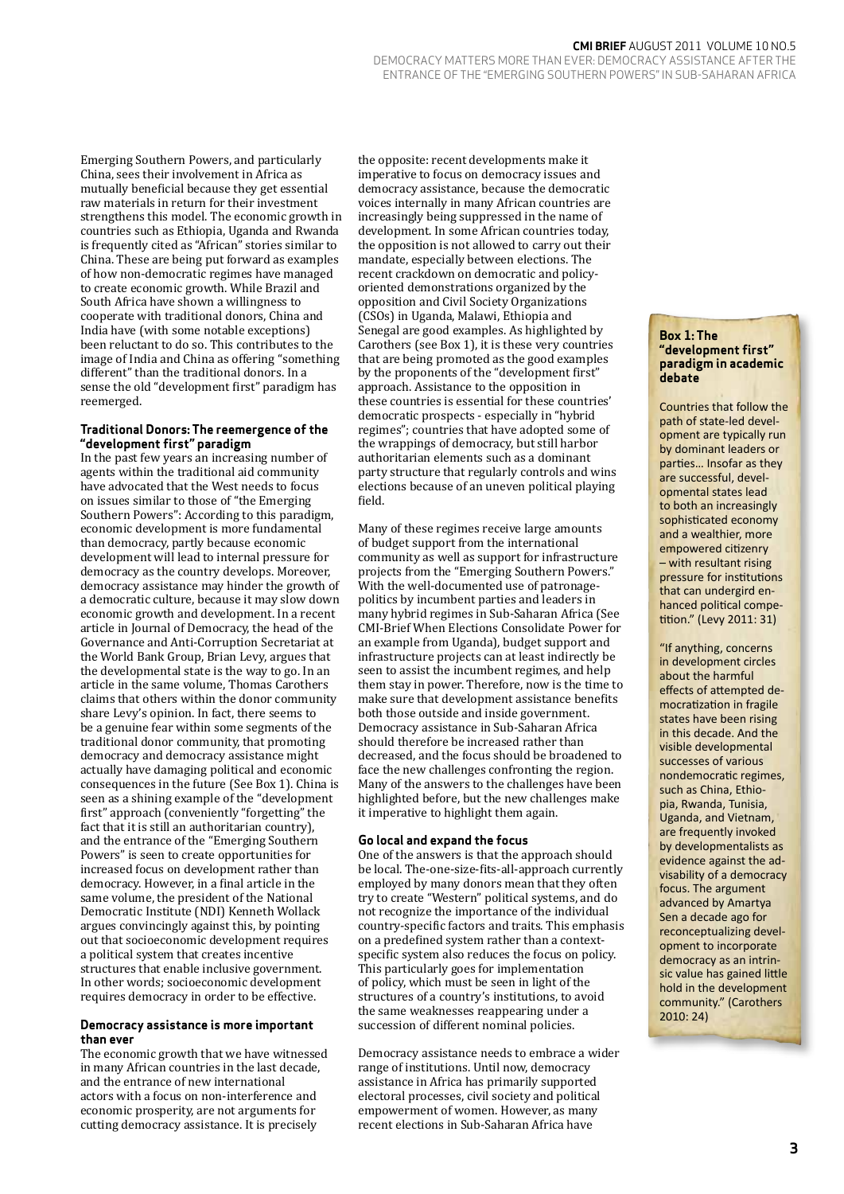Emerging Southern Powers, and particularly China, sees their involvement in Africa as mutually beneficial because they get essential raw materials in return for their investment strengthens this model. The economic growth in countries such as Ethiopia, Uganda and Rwanda is frequently cited as "African" stories similar to China. These are being put forward as examples of how non-democratic regimes have managed to create economic growth. While Brazil and South Africa have shown a willingness to cooperate with traditional donors, China and India have (with some notable exceptions) been reluctant to do so. This contributes to the image of India and China as offering "something different" than the traditional donors. In a sense the old "development first" paradigm has reemerged.

### Traditional Donors: The reemergence of the "development first" paradigm

In the past few years an increasing number of agents within the traditional aid community have advocated that the West needs to focus on issues similar to those of "the Emerging Southern Powers": According to this paradigm, economic development is more fundamental than democracy, partly because economic development will lead to internal pressure for democracy as the country develops. Moreover, democracy assistance may hinder the growth of a democratic culture, because it may slow down economic growth and development. In a recent article in Journal of Democracy, the head of the Governance and Anti-Corruption Secretariat at the World Bank Group, Brian Levy, argues that the developmental state is the way to go. In an article in the same volume, Thomas Carothers claims that others within the donor community share Levy's opinion. In fact, there seems to be a genuine fear within some segments of the traditional donor community, that promoting democracy and democracy assistance might actually have damaging political and economic consequences in the future (See Box 1). China is seen as a shining example of the "development first" approach (conveniently "forgetting" the fact that it is still an authoritarian country), and the entrance of the "Emerging Southern Powers" is seen to create opportunities for increased focus on development rather than democracy. However, in a final article in the same volume, the president of the National Democratic Institute (NDI) Kenneth Wollack argues convincingly against this, by pointing out that socioeconomic development requires a political system that creates incentive structures that enable inclusive government. In other words; socioeconomic development requires democracy in order to be effective.

### Democracy assistance is more important than ever

The economic growth that we have witnessed in many African countries in the last decade, and the entrance of new international actors with a focus on non-interference and economic prosperity, are not arguments for cutting democracy assistance. It is precisely the opposite: recent developments make it imperative to focus on democracy issues and democracy assistance, because the democratic voices internally in many African countries are increasingly being suppressed in the name of development. In some African countries today, the opposition is not allowed to carry out their mandate, especially between elections. The recent crackdown on democratic and policy-oriented demonstrations organized by the opposition and Civil Society Organizations (CSOs) in Uganda, Malawi, Ethiopia and Senegal are good examples. As highlighted by Carothers (see Box 1), it is these very countries that are being promoted as the good examples by the proponents of the "development first" approach. Assistance to the opposition in these countries is essential for these countries' democratic prospects - especially in "hybrid regimes"; countries that have adopted some of the wrappings of democracy, but still harbor authoritarian elements such as a dominant party structure that regularly controls and wins elections because of an uneven political playing field.

Many of these regimes receive large amounts of budget support from the international community as well as support for infrastructure projects from the "Emerging Southern Powers." With the well-documented use of patronage-politics by incumbent parties and leaders in many hybrid regimes in Sub-Saharan Africa (See CMI-Brief When Elections Consolidate Power for an example from Uganda), budget support and infrastructure projects can at least indirectly be seen to assist the incumbent regimes, and help them stay in power. Therefore, now is the time to make sure that development assistance benefits both those outside and inside government. Democracy assistance in Sub-Saharan Africa should therefore be increased rather than decreased, and the focus should be broadened to face the new challenges confronting the region. Many of the answers to the challenges have been highlighted before, but the new challenges make it imperative to highlight them again.

### Go local and expand the focus

One of the answers is that the approach should be local. The-one-size-fits-all-approach currently employed by many donors mean that they often try to create "Western" political systems, and do not recognize the importance of the individual country-specific factors and traits. This emphasis on a predefined system rather than a context-specific system also reduces the focus on policy. This particularly goes for implementation of policy, which must be seen in light of the structures of a country's institutions, to avoid the same weaknesses reappearing under a succession of different nominal policies.

Democracy assistance needs to embrace a wider range of institutions. Until now, democracy assistance in Africa has primarily supported electoral processes, civil society and political empowerment of women. However, as many recent elections in Sub-Saharan Africa have

### Box 1: The "development first" paradigm in academic debate

Countries that follow the path of state-led development are typically run by dominant leaders or parties... Insofar as they are successful, developmental states lead to both an increasingly sophisticated economy and a wealthier, more empowered citizenry – with resultant rising pressure for institutions that can undergird enhanced political competition." (Levy 2011: 31)

"If anything, concerns in development circles about the harmful effects of attempted democratization in fragile states have been rising in this decade. And the visible developmental successes of various nondemocratic regimes, such as China, Ethiopia, Rwanda, Tunisia, Uganda, and Vietnam, are frequently invoked by developmentalists as evidence against the advisability of a democracy focus. The argument advanced by Amartya Sen a decade ago for reconceptualizing development to incorporate democracy as an intrinsic value has gained little hold in the development community." (Carothers 2010: 24)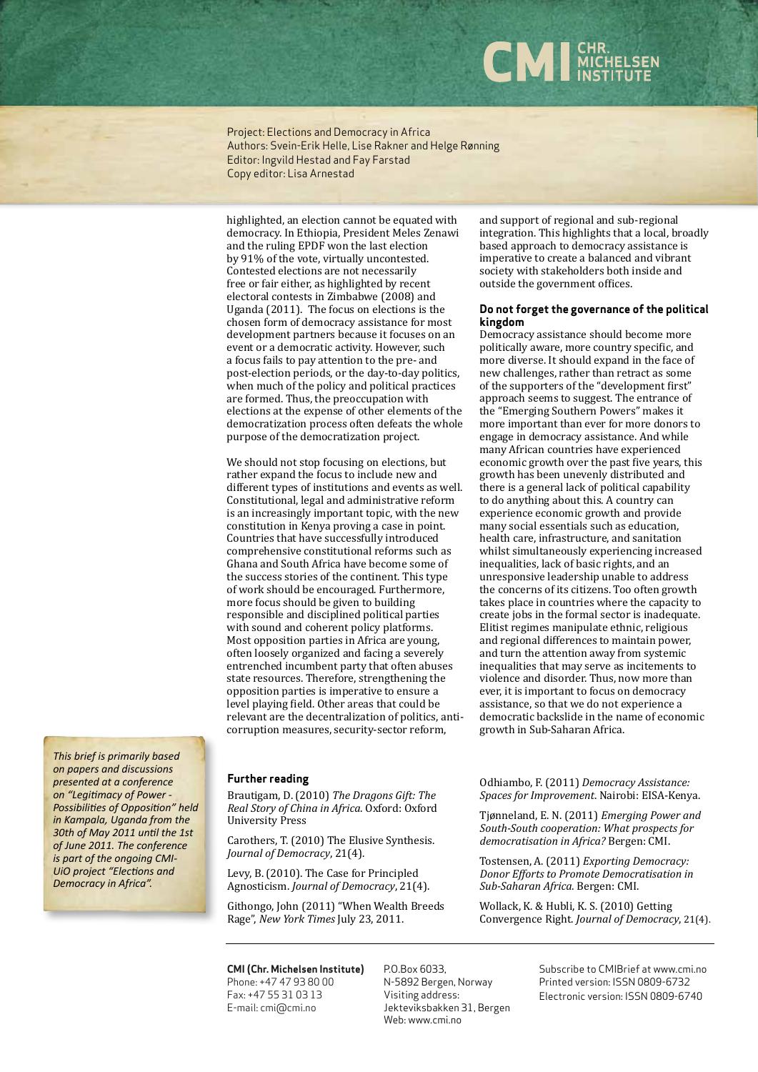Project: Elections and Democracy in Africa
Authors: Svein-Erik Helle, Lise Rakner and Helge Rønning
Editor: Ingvild Hestad and Fay Farstad
Copy editor: Lisa Arnestad

highlighted, an election cannot be equated with democracy. In Ethiopia, President Meles Zenawi and the ruling EPDF won the last election by 91% of the vote, virtually uncontested. Contested elections are not necessarily free or fair either, as highlighted by recent electoral contests in Zimbabwe (2008) and Uganda (2011). The focus on elections is the chosen form of democracy assistance for most development partners because it focuses on an event or a democratic activity. However, such a focus fails to pay attention to the pre- and post-election periods, or the day-to-day politics, when much of the policy and political practices are formed. Thus, the preoccupation with elections at the expense of other elements of the democratization process often defeats the whole purpose of the democratization project.

We should not stop focusing on elections, but rather expand the focus to include new and different types of institutions and events as well. Constitutional, legal and administrative reform is an increasingly important topic, with the new constitution in Kenya proving a case in point. Countries that have successfully introduced comprehensive constitutional reforms such as Ghana and South Africa have become some of the success stories of the continent. This type of work should be encouraged. Furthermore, more focus should be given to building responsible and disciplined political parties with sound and coherent policy platforms. Most opposition parties in Africa are young, often loosely organized and facing a severely entrenched incumbent party that often abuses state resources. Therefore, strengthening the opposition parties is imperative to ensure a level playing field. Other areas that could be relevant are the decentralization of politics, anti-corruption measures, security-sector reform, and support of regional and sub-regional integration. This highlights that a local, broadly based approach to democracy assistance is imperative to create a balanced and vibrant society with stakeholders both inside and outside the government offices.

### Do not forget the governance of the political kingdom

Democracy assistance should become more politically aware, more country specific, and more diverse. It should expand in the face of new challenges, rather than retract as some of the supporters of the "development first" approach seems to suggest. The entrance of the "Emerging Southern Powers" makes it more important than ever for more donors to engage in democracy assistance. And while many African countries have experienced economic growth over the past five years, this growth has been unevenly distributed and there is a general lack of political capability to do anything about this. A country can experience economic growth and provide many social essentials such as education, health care, infrastructure, and sanitation whilst simultaneously experiencing increased inequalities, lack of basic rights, and an unresponsive leadership unable to address the concerns of its citizens. Too often growth takes place in countries where the capacity to create jobs in the formal sector is inadequate. Elitist regimes manipulate ethnic, religious and regional differences to maintain power, and turn the attention away from systemic inequalities that may serve as incitements to violence and disorder. Thus, now more than ever, it is important to focus on democracy assistance, so that we do not experience a democratic backslide in the name of economic growth in Sub-Saharan Africa.

*This brief is primarily based on papers and discussions presented at a conference on "Legitimacy of Power - Possibilities of Opposition" held in Kampala, Uganda from the 30th of May 2011 until the 1st of June 2011. The conference is part of the ongoing CMI-UiO project "Elections and Democracy in Africa".*

### Further reading

Brautigam, D. (2010) *The Dragons Gift: The Real Story of China in Africa*. Oxford: Oxford University Press

Carothers, T. (2010) The Elusive Synthesis. *Journal of Democracy*, 21(4).

Levy, B. (2010). The Case for Principled Agnosticism. *Journal of Democracy*, 21(4).

Githongo, John (2011) "When Wealth Breeds Rage", *New York Times* July 23, 2011.

Odhiambo, F. (2011) *Democracy Assistance: Spaces for Improvement*. Nairobi: EISA-Kenya.

Tjønneland, E. N. (2011) *Emerging Power and South-South cooperation: What prospects for democratisation in Africa?* Bergen: CMI.

Tostensen, A. (2011) *Exporting Democracy: Donor Efforts to Promote Democratisation in Sub-Saharan Africa*. Bergen: CMI.

Wollack, K. & Hubli, K. S. (2010) Getting Convergence Right. *Journal of Democracy*, 21(4).

**CMI (Chr. Michelsen Institute)**
Phone: +47 47 93 80 00
Fax: +47 55 31 03 13
E-mail: cmi@cmi.no

P.O.Box 6033,
N-5892 Bergen, Norway
Visiting address:
Jekteviksbakken 31, Bergen
Web: www.cmi.no

Subscribe to CMIBrief at www.cmi.no
Printed version: ISSN 0809-6732
Electronic version: ISSN 0809-6740